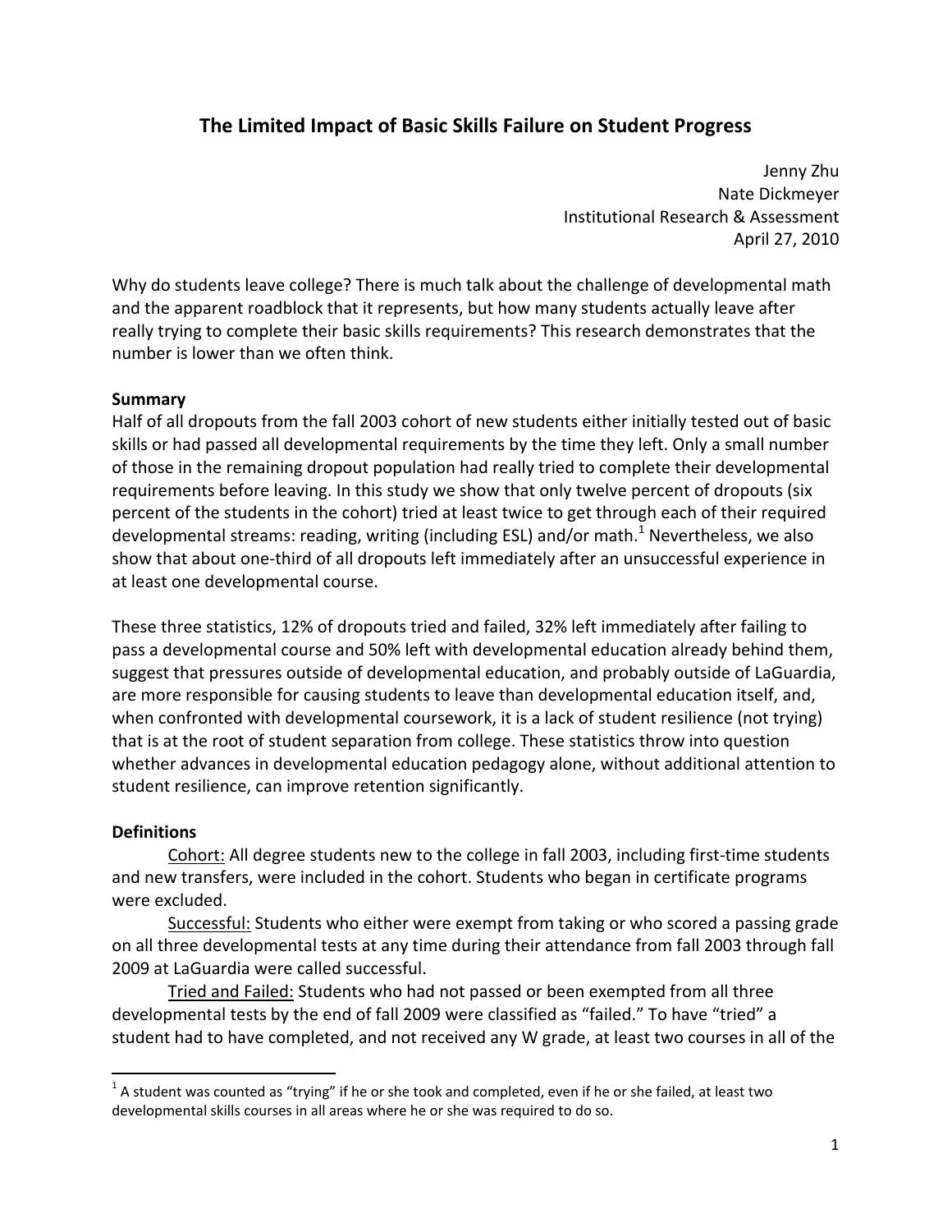# The Limited Impact of Basic Skills Failure on Student Progress

Jenny Zhu
Nate Dickmeyer
Institutional Research & Assessment
April 27, 2010

Why do students leave college? There is much talk about the challenge of developmental math and the apparent roadblock that it represents, but how many students actually leave after really trying to complete their basic skills requirements? This research demonstrates that the number is lower than we often think.

**Summary**

Half of all dropouts from the fall 2003 cohort of new students either initially tested out of basic skills or had passed all developmental requirements by the time they left. Only a small number of those in the remaining dropout population had really tried to complete their developmental requirements before leaving. In this study we show that only twelve percent of dropouts (six percent of the students in the cohort) tried at least twice to get through each of their required developmental streams: reading, writing (including ESL) and/or math.[1] Nevertheless, we also show that about one-third of all dropouts left immediately after an unsuccessful experience in at least one developmental course.

These three statistics, 12% of dropouts tried and failed, 32% left immediately after failing to pass a developmental course and 50% left with developmental education already behind them, suggest that pressures outside of developmental education, and probably outside of LaGuardia, are more responsible for causing students to leave than developmental education itself, and, when confronted with developmental coursework, it is a lack of student resilience (not trying) that is at the root of student separation from college. These statistics throw into question whether advances in developmental education pedagogy alone, without additional attention to student resilience, can improve retention significantly.

**Definitions**

<u>Cohort:</u> All degree students new to the college in fall 2003, including first-time students and new transfers, were included in the cohort. Students who began in certificate programs were excluded.

<u>Successful:</u> Students who either were exempt from taking or who scored a passing grade on all three developmental tests at any time during their attendance from fall 2003 through fall 2009 at LaGuardia were called successful.

<u>Tried and Failed:</u> Students who had not passed or been exempted from all three developmental tests by the end of fall 2009 were classified as "failed." To have "tried" a student had to have completed, and not received any W grade, at least two courses in all of the

[1] A student was counted as "trying" if he or she took and completed, even if he or she failed, at least two developmental skills courses in all areas where he or she was required to do so.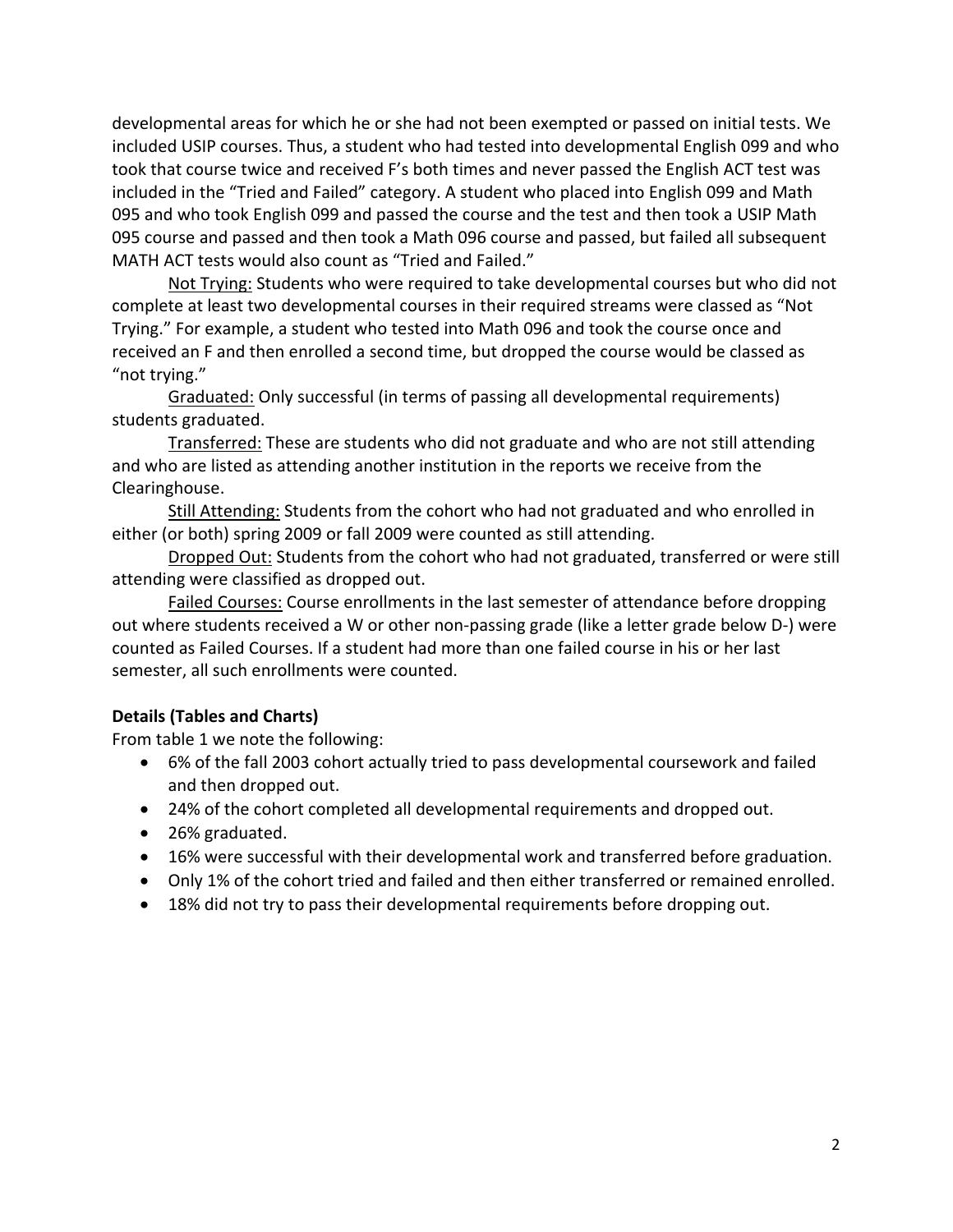developmental areas for which he or she had not been exempted or passed on initial tests. We included USIP courses. Thus, a student who had tested into developmental English 099 and who took that course twice and received F's both times and never passed the English ACT test was included in the "Tried and Failed" category. A student who placed into English 099 and Math 095 and who took English 099 and passed the course and the test and then took a USIP Math 095 course and passed and then took a Math 096 course and passed, but failed all subsequent MATH ACT tests would also count as "Tried and Failed."

<u>Not Trying:</u> Students who were required to take developmental courses but who did not complete at least two developmental courses in their required streams were classed as "Not Trying." For example, a student who tested into Math 096 and took the course once and received an F and then enrolled a second time, but dropped the course would be classed as "not trying."

<u>Graduated:</u> Only successful (in terms of passing all developmental requirements) students graduated.

<u>Transferred:</u> These are students who did not graduate and who are not still attending and who are listed as attending another institution in the reports we receive from the Clearinghouse.

<u>Still Attending:</u> Students from the cohort who had not graduated and who enrolled in either (or both) spring 2009 or fall 2009 were counted as still attending.

<u>Dropped Out:</u> Students from the cohort who had not graduated, transferred or were still attending were classified as dropped out.

<u>Failed Courses:</u> Course enrollments in the last semester of attendance before dropping out where students received a W or other non-passing grade (like a letter grade below D-) were counted as Failed Courses. If a student had more than one failed course in his or her last semester, all such enrollments were counted.

**Details (Tables and Charts)**

From table 1 we note the following:

- 6% of the fall 2003 cohort actually tried to pass developmental coursework and failed and then dropped out.
- 24% of the cohort completed all developmental requirements and dropped out.
- 26% graduated.
- 16% were successful with their developmental work and transferred before graduation.
- Only 1% of the cohort tried and failed and then either transferred or remained enrolled.
- 18% did not try to pass their developmental requirements before dropping out.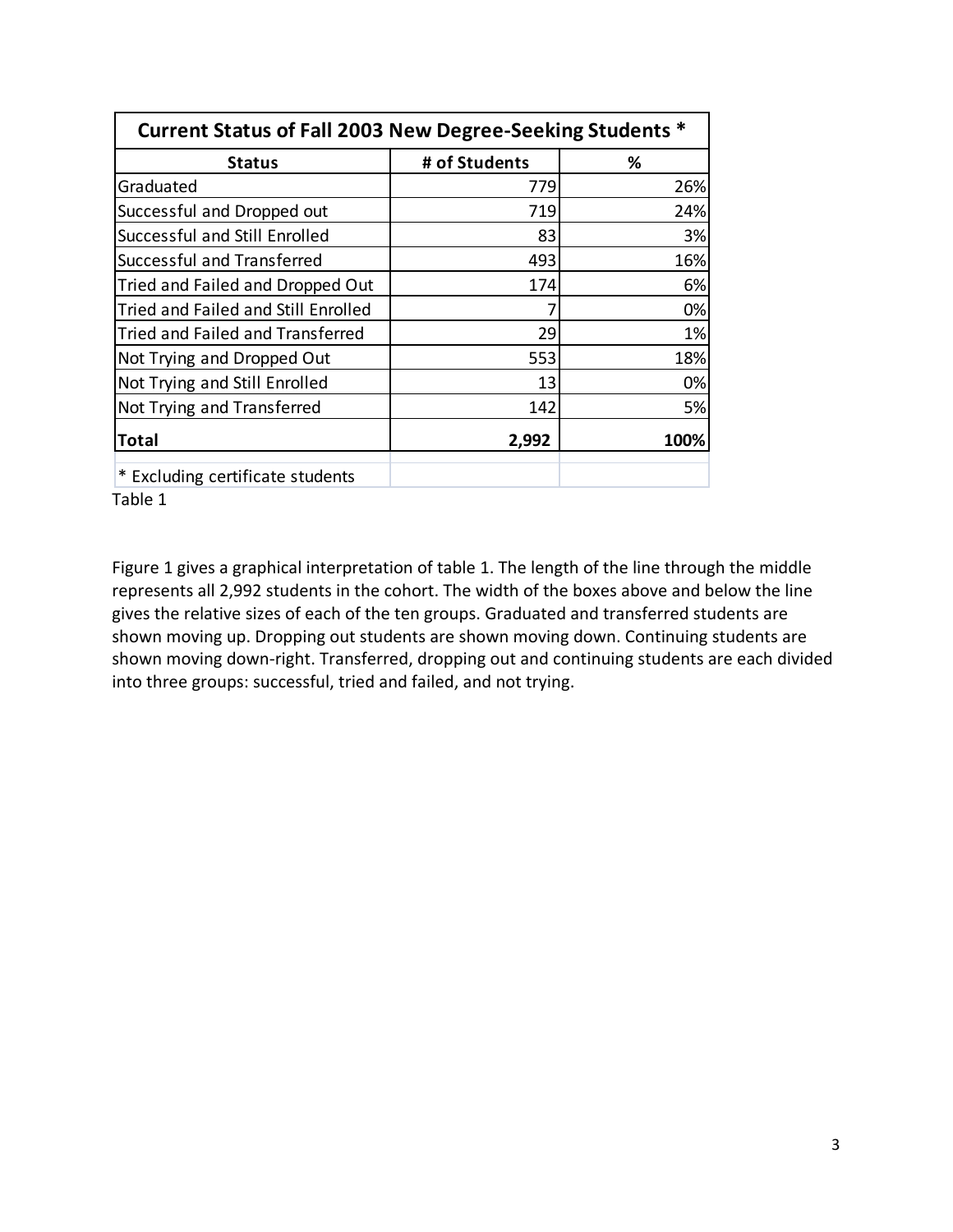| Current Status of Fall 2003 New Degree-Seeking Students * | | |
|---|---|---|
| **Status** | **# of Students** | **%** |
| Graduated | 779 | 26% |
| Successful and Dropped out | 719 | 24% |
| Successful and Still Enrolled | 83 | 3% |
| Successful and Transferred | 493 | 16% |
| Tried and Failed and Dropped Out | 174 | 6% |
| Tried and Failed and Still Enrolled | 7 | 0% |
| Tried and Failed and Transferred | 29 | 1% |
| Not Trying and Dropped Out | 553 | 18% |
| Not Trying and Still Enrolled | 13 | 0% |
| Not Trying and Transferred | 142 | 5% |
| **Total** | **2,992** | **100%** |
| * Excluding certificate students | | |

Table 1

Figure 1 gives a graphical interpretation of table 1. The length of the line through the middle represents all 2,992 students in the cohort. The width of the boxes above and below the line gives the relative sizes of each of the ten groups. Graduated and transferred students are shown moving up. Dropping out students are shown moving down. Continuing students are shown moving down-right. Transferred, dropping out and continuing students are each divided into three groups: successful, tried and failed, and not trying.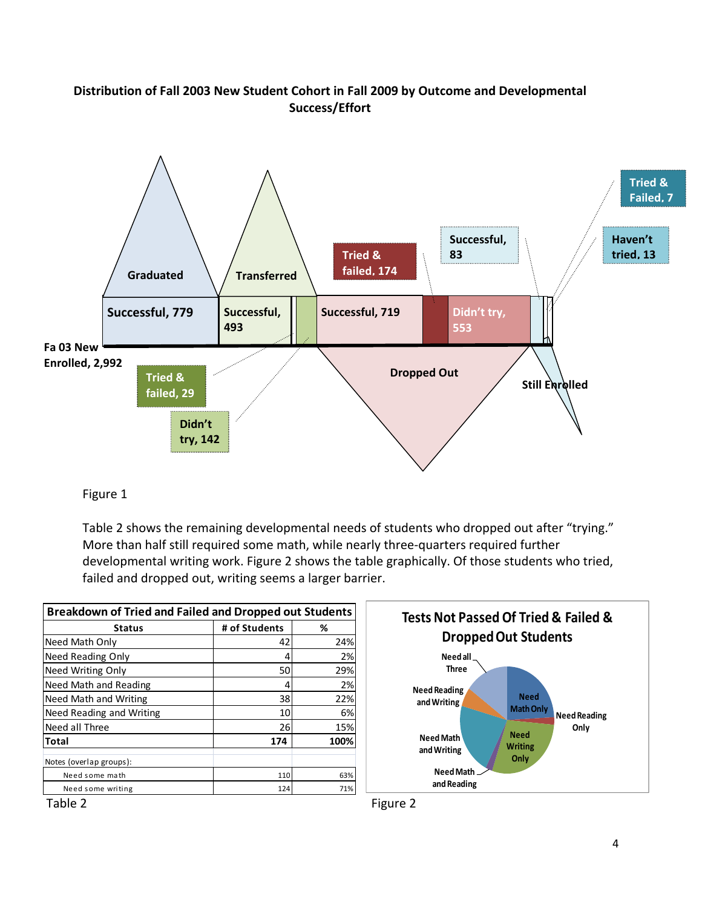**Distribution of Fall 2003 New Student Cohort in Fall 2009 by Outcome and Developmental Success/Effort**

Figure 1

Table 2 shows the remaining developmental needs of students who dropped out after "trying." More than half still required some math, while nearly three-quarters required further developmental writing work. Figure 2 shows the table graphically. Of those students who tried, failed and dropped out, writing seems a larger barrier.

| Breakdown of Tried and Failed and Dropped out Students | | |
|---|---|---|
| **Status** | **# of Students** | **%** |
| Need Math Only | 42 | 24% |
| Need Reading Only | 4 | 2% |
| Need Writing Only | 50 | 29% |
| Need Math and Reading | 4 | 2% |
| Need Math and Writing | 38 | 22% |
| Need Reading and Writing | 10 | 6% |
| Need all Three | 26 | 15% |
| **Total** | **174** | **100%** |
| Notes (overlap groups): | | |
| Need some math | 110 | 63% |
| Need some writing | 124 | 71% |

Table 2

Figure 2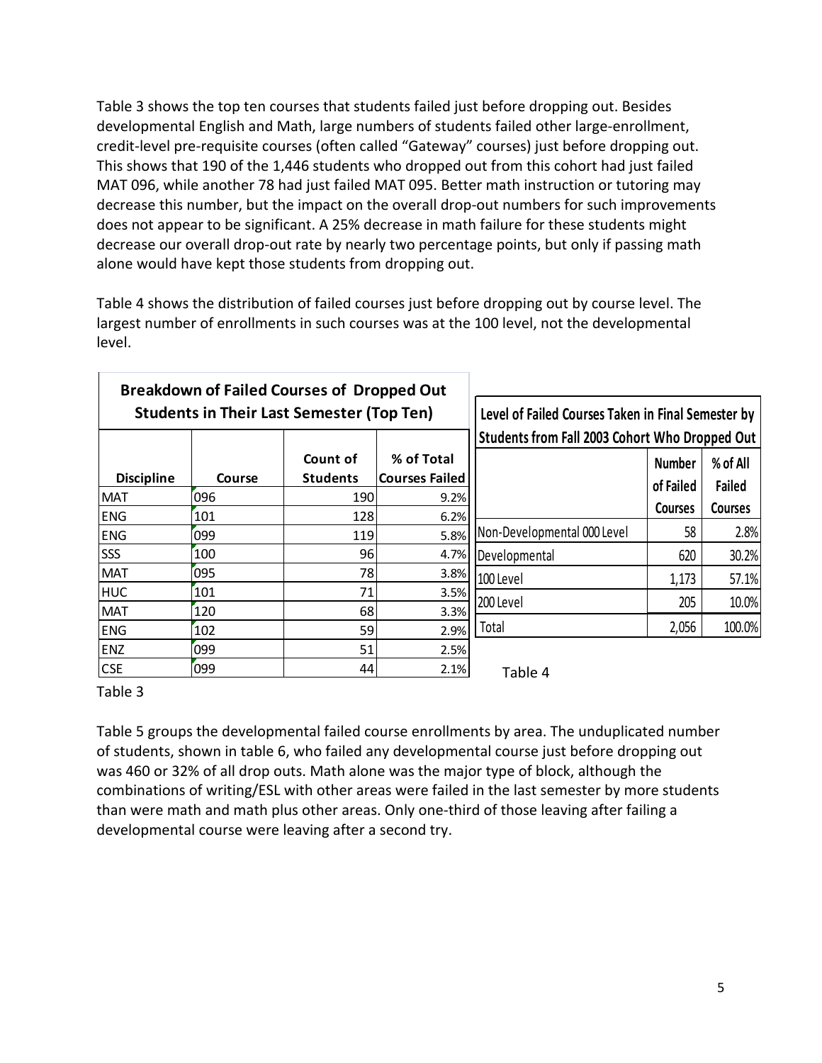Table 3 shows the top ten courses that students failed just before dropping out. Besides developmental English and Math, large numbers of students failed other large-enrollment, credit-level pre-requisite courses (often called "Gateway" courses) just before dropping out. This shows that 190 of the 1,446 students who dropped out from this cohort had just failed MAT 096, while another 78 had just failed MAT 095. Better math instruction or tutoring may decrease this number, but the impact on the overall drop-out numbers for such improvements does not appear to be significant. A 25% decrease in math failure for these students might decrease our overall drop-out rate by nearly two percentage points, but only if passing math alone would have kept those students from dropping out.

Table 4 shows the distribution of failed courses just before dropping out by course level. The largest number of enrollments in such courses was at the 100 level, not the developmental level.

**Breakdown of Failed Courses of Dropped Out Students in Their Last Semester (Top Ten)**

| Discipline | Course | Count of Students | % of Total Courses Failed |
|---|---|---|---|
| MAT | 096 | 190 | 9.2% |
| ENG | 101 | 128 | 6.2% |
| ENG | 099 | 119 | 5.8% |
| SSS | 100 | 96 | 4.7% |
| MAT | 095 | 78 | 3.8% |
| HUC | 101 | 71 | 3.5% |
| MAT | 120 | 68 | 3.3% |
| ENG | 102 | 59 | 2.9% |
| ENZ | 099 | 51 | 2.5% |
| CSE | 099 | 44 | 2.1% |

Table 3

**Level of Failed Courses Taken in Final Semester by Students from Fall 2003 Cohort Who Dropped Out**

| | Number of Failed Courses | % of All Failed Courses |
|---|---|---|
| Non-Developmental 000 Level | 58 | 2.8% |
| Developmental | 620 | 30.2% |
| 100 Level | 1,173 | 57.1% |
| 200 Level | 205 | 10.0% |
| Total | 2,056 | 100.0% |

Table 4

Table 5 groups the developmental failed course enrollments by area. The unduplicated number of students, shown in table 6, who failed any developmental course just before dropping out was 460 or 32% of all drop outs. Math alone was the major type of block, although the combinations of writing/ESL with other areas were failed in the last semester by more students than were math and math plus other areas. Only one-third of those leaving after failing a developmental course were leaving after a second try.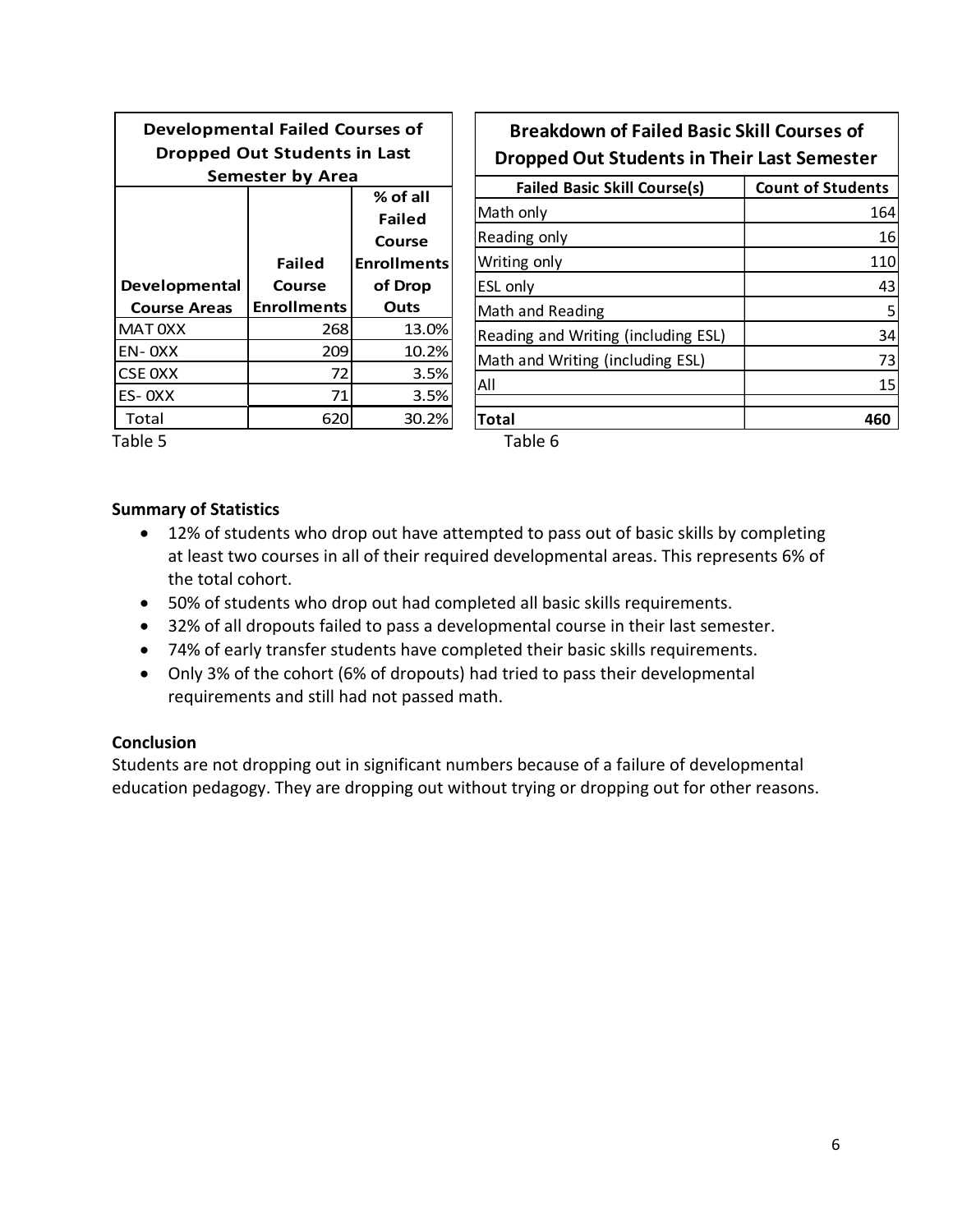| Developmental Failed Courses of Dropped Out Students in Last Semester by Area | | |
|---|---|---|
| Developmental Course Areas | Failed Course Enrollments | % of all Failed Course Enrollments of Drop Outs |
| MAT 0XX | 268 | 13.0% |
| EN- 0XX | 209 | 10.2% |
| CSE 0XX | 72 | 3.5% |
| ES- 0XX | 71 | 3.5% |
| Total | 620 | 30.2% |

Table 5

| Breakdown of Failed Basic Skill Courses of Dropped Out Students in Their Last Semester | |
|---|---|
| Failed Basic Skill Course(s) | Count of Students |
| Math only | 164 |
| Reading only | 16 |
| Writing only | 110 |
| ESL only | 43 |
| Math and Reading | 5 |
| Reading and Writing (including ESL) | 34 |
| Math and Writing (including ESL) | 73 |
| All | 15 |
| **Total** | **460** |

Table 6

**Summary of Statistics**

- 12% of students who drop out have attempted to pass out of basic skills by completing at least two courses in all of their required developmental areas. This represents 6% of the total cohort.
- 50% of students who drop out had completed all basic skills requirements.
- 32% of all dropouts failed to pass a developmental course in their last semester.
- 74% of early transfer students have completed their basic skills requirements.
- Only 3% of the cohort (6% of dropouts) had tried to pass their developmental requirements and still had not passed math.

**Conclusion**

Students are not dropping out in significant numbers because of a failure of developmental education pedagogy. They are dropping out without trying or dropping out for other reasons.